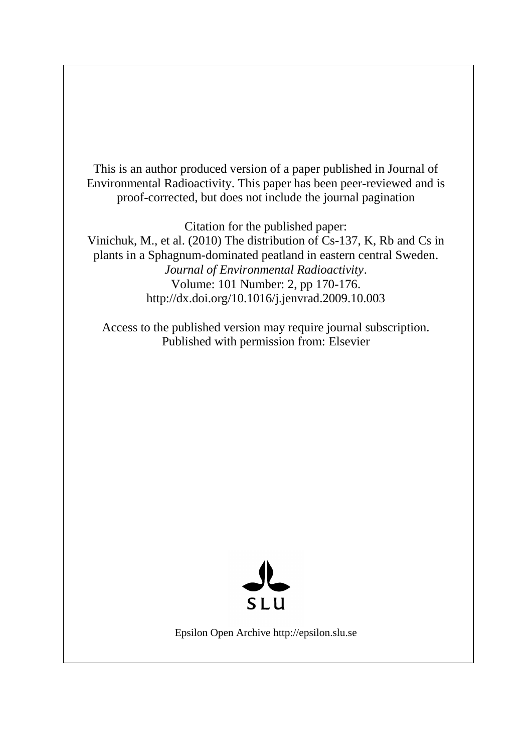This is an author produced version of a paper published in Journal of Environmental Radioactivity. This paper has been peer-reviewed and is proof-corrected, but does not include the journal pagination

Citation for the published paper:
Vinichuk, M., et al. (2010) The distribution of Cs-137, K, Rb and Cs in plants in a Sphagnum-dominated peatland in eastern central Sweden. *Journal of Environmental Radioactivity*.
Volume: 101 Number: 2, pp 170-176.
http://dx.doi.org/10.1016/j.jenvrad.2009.10.003

Access to the published version may require journal subscription.
Published with permission from: Elsevier

SLU

Epsilon Open Archive http://epsilon.slu.se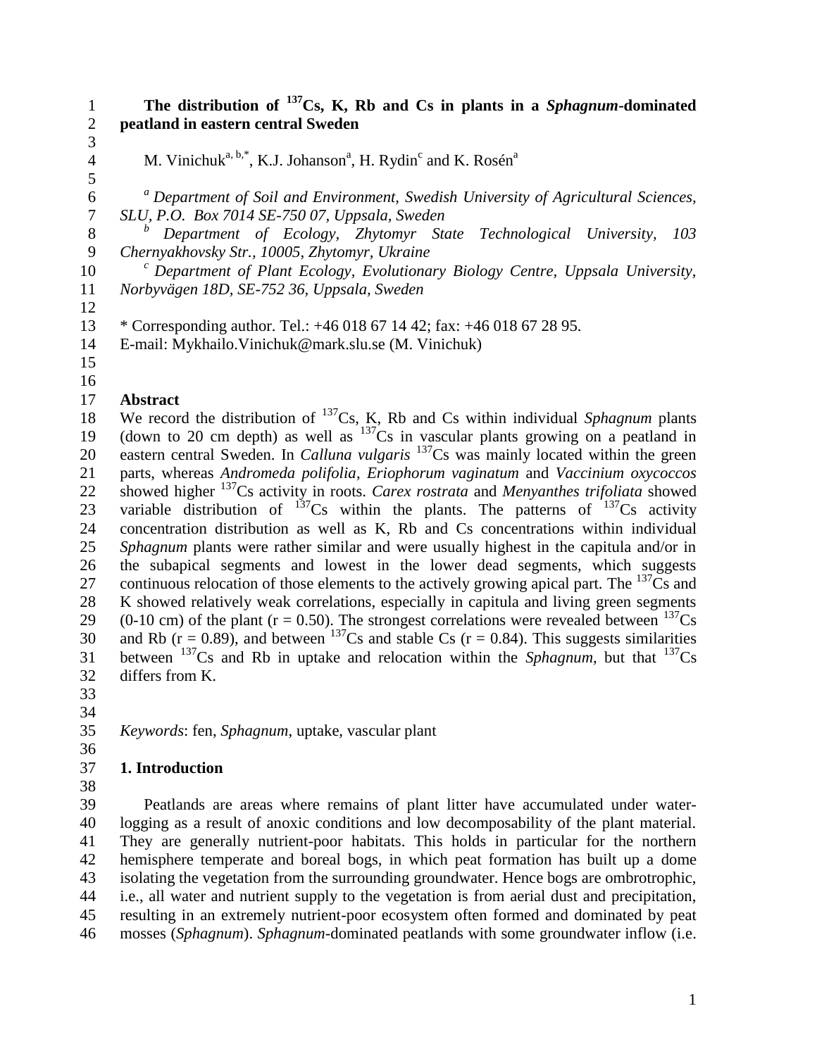# The distribution of $^{137}Cs$, K, Rb and Cs in plants in a *Sphagnum*-dominated peatland in eastern central Sweden

M. Vinichuk[a, b,*], K.J. Johanson[a], H. Rydin[c] and K. Rosén[a]

[a] *Department of Soil and Environment, Swedish University of Agricultural Sciences, SLU, P.O. Box 7014 SE-750 07, Uppsala, Sweden*

[b] *Department of Ecology, Zhytomyr State Technological University, 103 Chernyakhovsky Str., 10005, Zhytomyr, Ukraine*

[c] *Department of Plant Ecology, Evolutionary Biology Centre, Uppsala University, Norbyvägen 18D, SE-752 36, Uppsala, Sweden*

\* Corresponding author. Tel.: +46 018 67 14 42; fax: +46 018 67 28 95.
E-mail: Mykhailo.Vinichuk@mark.slu.se (M. Vinichuk)

## Abstract

We record the distribution of $^{137}Cs$, K, Rb and Cs within individual *Sphagnum* plants (down to 20 cm depth) as well as $^{137}Cs$ in vascular plants growing on a peatland in eastern central Sweden. In *Calluna vulgaris* $^{137}Cs$ was mainly located within the green parts, whereas *Andromeda polifolia*, *Eriophorum vaginatum* and *Vaccinium oxycoccos* showed higher $^{137}Cs$ activity in roots. *Carex rostrata* and *Menyanthes trifoliata* showed variable distribution of $^{137}Cs$ within the plants. The patterns of $^{137}Cs$ activity concentration distribution as well as K, Rb and Cs concentrations within individual *Sphagnum* plants were rather similar and were usually highest in the capitula and/or in the subapical segments and lowest in the lower dead segments, which suggests continuous relocation of those elements to the actively growing apical part. The $^{137}Cs$ and K showed relatively weak correlations, especially in capitula and living green segments (0-10 cm) of the plant ($r = 0.50$). The strongest correlations were revealed between $^{137}Cs$ and Rb ($r = 0.89$), and between $^{137}Cs$ and stable Cs ($r = 0.84$). This suggests similarities between $^{137}Cs$ and Rb in uptake and relocation within the *Sphagnum*, but that $^{137}Cs$ differs from K.

*Keywords*: fen, *Sphagnum*, uptake, vascular plant

## 1. Introduction

Peatlands are areas where remains of plant litter have accumulated under water-logging as a result of anoxic conditions and low decomposability of the plant material. They are generally nutrient-poor habitats. This holds in particular for the northern hemisphere temperate and boreal bogs, in which peat formation has built up a dome isolating the vegetation from the surrounding groundwater. Hence bogs are ombrotrophic, i.e., all water and nutrient supply to the vegetation is from aerial dust and precipitation, resulting in an extremely nutrient-poor ecosystem often formed and dominated by peat mosses (*Sphagnum*). *Sphagnum*-dominated peatlands with some groundwater inflow (i.e.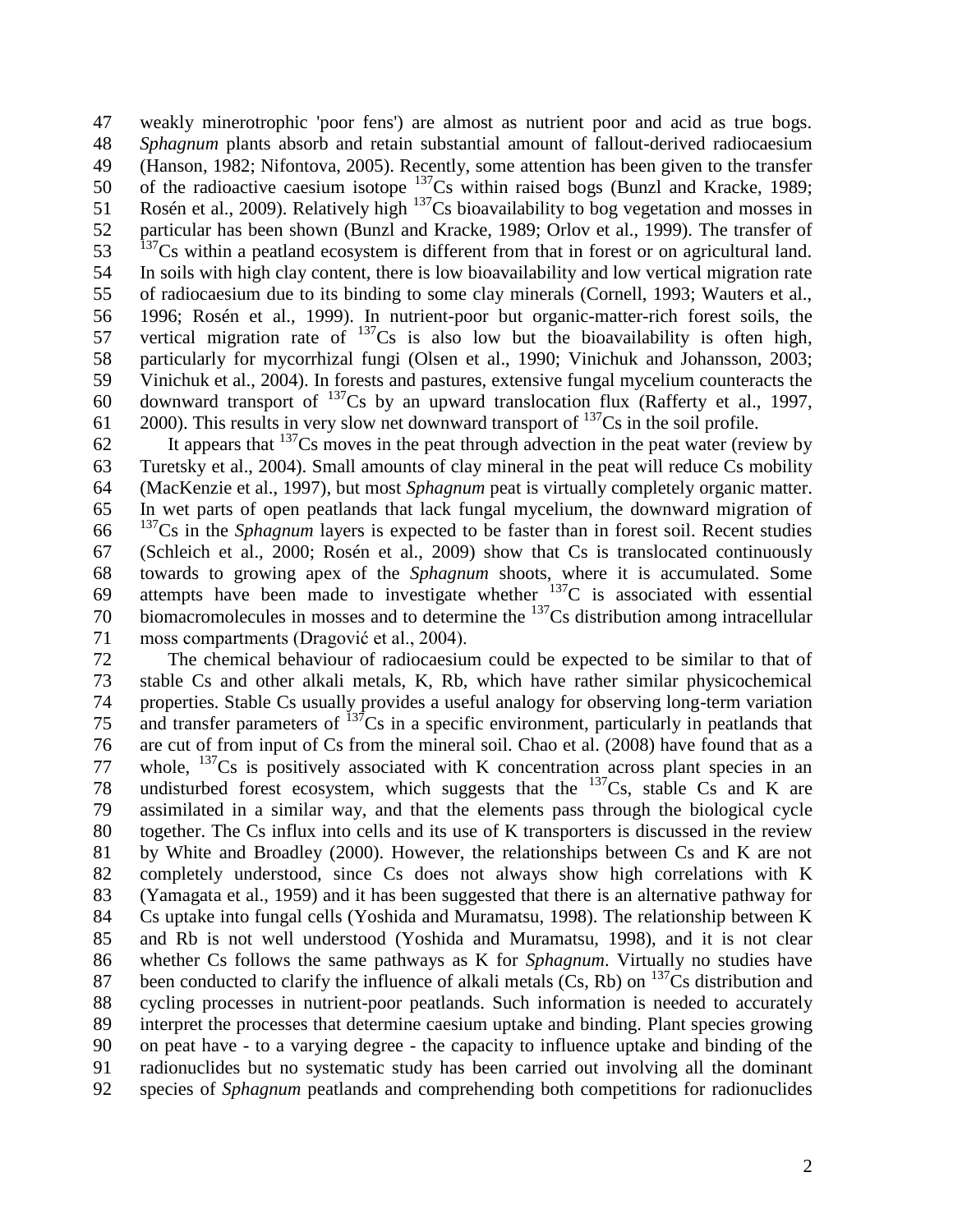weakly minerotrophic 'poor fens') are almost as nutrient poor and acid as true bogs. *Sphagnum* plants absorb and retain substantial amount of fallout-derived radiocaesium (Hanson, 1982; Nifontova, 2005). Recently, some attention has been given to the transfer of the radioactive caesium isotope $^{137}$Cs within raised bogs (Bunzl and Kracke, 1989; Rosén et al., 2009). Relatively high $^{137}$Cs bioavailability to bog vegetation and mosses in particular has been shown (Bunzl and Kracke, 1989; Orlov et al., 1999). The transfer of $^{137}$Cs within a peatland ecosystem is different from that in forest or on agricultural land. In soils with high clay content, there is low bioavailability and low vertical migration rate of radiocaesium due to its binding to some clay minerals (Cornell, 1993; Wauters et al., 1996; Rosén et al., 1999). In nutrient-poor but organic-matter-rich forest soils, the vertical migration rate of $^{137}$Cs is also low but the bioavailability is often high, particularly for mycorrhizal fungi (Olsen et al., 1990; Vinichuk and Johansson, 2003; Vinichuk et al., 2004). In forests and pastures, extensive fungal mycelium counteracts the downward transport of $^{137}$Cs by an upward translocation flux (Rafferty et al., 1997, 2000). This results in very slow net downward transport of $^{137}$Cs in the soil profile.

It appears that $^{137}$Cs moves in the peat through advection in the peat water (review by Turetsky et al., 2004). Small amounts of clay mineral in the peat will reduce Cs mobility (MacKenzie et al., 1997), but most *Sphagnum* peat is virtually completely organic matter. In wet parts of open peatlands that lack fungal mycelium, the downward migration of $^{137}$Cs in the *Sphagnum* layers is expected to be faster than in forest soil. Recent studies (Schleich et al., 2000; Rosén et al., 2009) show that Cs is translocated continuously towards to growing apex of the *Sphagnum* shoots, where it is accumulated. Some attempts have been made to investigate whether $^{137}$C is associated with essential biomacromolecules in mosses and to determine the $^{137}$Cs distribution among intracellular moss compartments (Dragović et al., 2004).

The chemical behaviour of radiocaesium could be expected to be similar to that of stable Cs and other alkali metals, K, Rb, which have rather similar physicochemical properties. Stable Cs usually provides a useful analogy for observing long-term variation and transfer parameters of $^{137}$Cs in a specific environment, particularly in peatlands that are cut of from input of Cs from the mineral soil. Chao et al. (2008) have found that as a whole, $^{137}$Cs is positively associated with K concentration across plant species in an undisturbed forest ecosystem, which suggests that the $^{137}$Cs, stable Cs and K are assimilated in a similar way, and that the elements pass through the biological cycle together. The Cs influx into cells and its use of K transporters is discussed in the review by White and Broadley (2000). However, the relationships between Cs and K are not completely understood, since Cs does not always show high correlations with K (Yamagata et al., 1959) and it has been suggested that there is an alternative pathway for Cs uptake into fungal cells (Yoshida and Muramatsu, 1998). The relationship between K and Rb is not well understood (Yoshida and Muramatsu, 1998), and it is not clear whether Cs follows the same pathways as K for *Sphagnum*. Virtually no studies have been conducted to clarify the influence of alkali metals (Cs, Rb) on $^{137}$Cs distribution and cycling processes in nutrient-poor peatlands. Such information is needed to accurately interpret the processes that determine caesium uptake and binding. Plant species growing on peat have - to a varying degree - the capacity to influence uptake and binding of the radionuclides but no systematic study has been carried out involving all the dominant species of *Sphagnum* peatlands and comprehending both competitions for radionuclides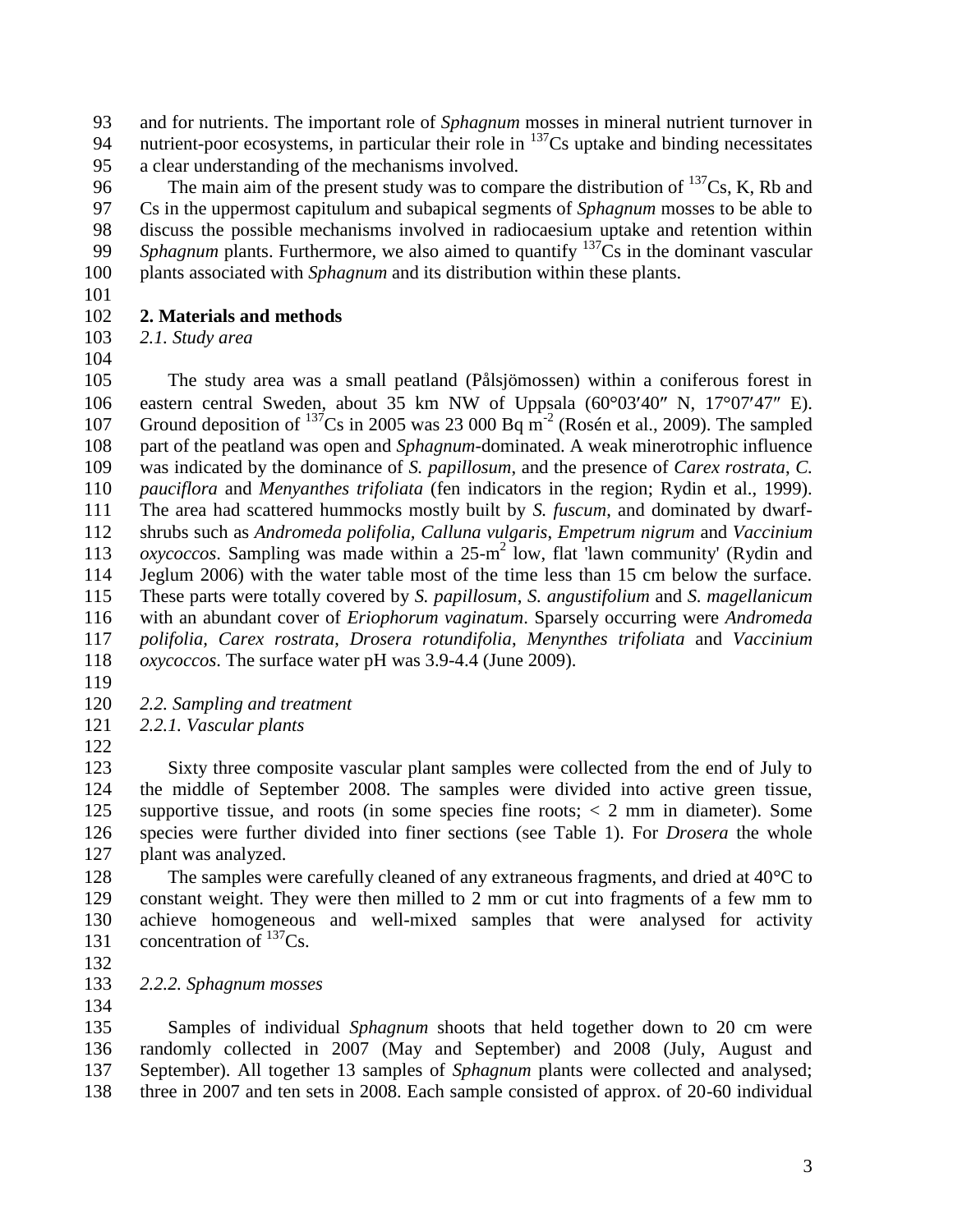and for nutrients. The important role of *Sphagnum* mosses in mineral nutrient turnover in nutrient-poor ecosystems, in particular their role in $^{137}$Cs uptake and binding necessitates a clear understanding of the mechanisms involved.

The main aim of the present study was to compare the distribution of $^{137}$Cs, K, Rb and Cs in the uppermost capitulum and subapical segments of *Sphagnum* mosses to be able to discuss the possible mechanisms involved in radiocaesium uptake and retention within *Sphagnum* plants. Furthermore, we also aimed to quantify $^{137}$Cs in the dominant vascular plants associated with *Sphagnum* and its distribution within these plants.

## 2. Materials and methods

### *2.1. Study area*

The study area was a small peatland (Pålsjömossen) within a coniferous forest in eastern central Sweden, about 35 km NW of Uppsala (60°03′40″ N, 17°07′47″ E). Ground deposition of $^{137}$Cs in 2005 was 23 000 Bq m$^{-2}$ (Rosén et al., 2009). The sampled part of the peatland was open and *Sphagnum*-dominated. A weak minerotrophic influence was indicated by the dominance of *S. papillosum*, and the presence of *Carex rostrata*, *C. pauciflora* and *Menyanthes trifoliata* (fen indicators in the region; Rydin et al., 1999). The area had scattered hummocks mostly built by *S. fuscum*, and dominated by dwarf-shrubs such as *Andromeda polifolia*, *Calluna vulgaris*, *Empetrum nigrum* and *Vaccinium oxycoccos*. Sampling was made within a 25-m$^2$ low, flat 'lawn community' (Rydin and Jeglum 2006) with the water table most of the time less than 15 cm below the surface. These parts were totally covered by *S. papillosum*, *S. angustifolium* and *S. magellanicum* with an abundant cover of *Eriophorum vaginatum*. Sparsely occurring were *Andromeda polifolia*, *Carex rostrata*, *Drosera rotundifolia*, *Menynthes trifoliata* and *Vaccinium oxycoccos*. The surface water pH was 3.9-4.4 (June 2009).

### *2.2. Sampling and treatment*

#### *2.2.1. Vascular plants*

Sixty three composite vascular plant samples were collected from the end of July to the middle of September 2008. The samples were divided into active green tissue, supportive tissue, and roots (in some species fine roots; < 2 mm in diameter). Some species were further divided into finer sections (see Table 1). For *Drosera* the whole plant was analyzed.

The samples were carefully cleaned of any extraneous fragments, and dried at 40°C to constant weight. They were then milled to 2 mm or cut into fragments of a few mm to achieve homogeneous and well-mixed samples that were analysed for activity concentration of $^{137}$Cs.

#### *2.2.2. Sphagnum mosses*

Samples of individual *Sphagnum* shoots that held together down to 20 cm were randomly collected in 2007 (May and September) and 2008 (July, August and September). All together 13 samples of *Sphagnum* plants were collected and analysed; three in 2007 and ten sets in 2008. Each sample consisted of approx. of 20-60 individual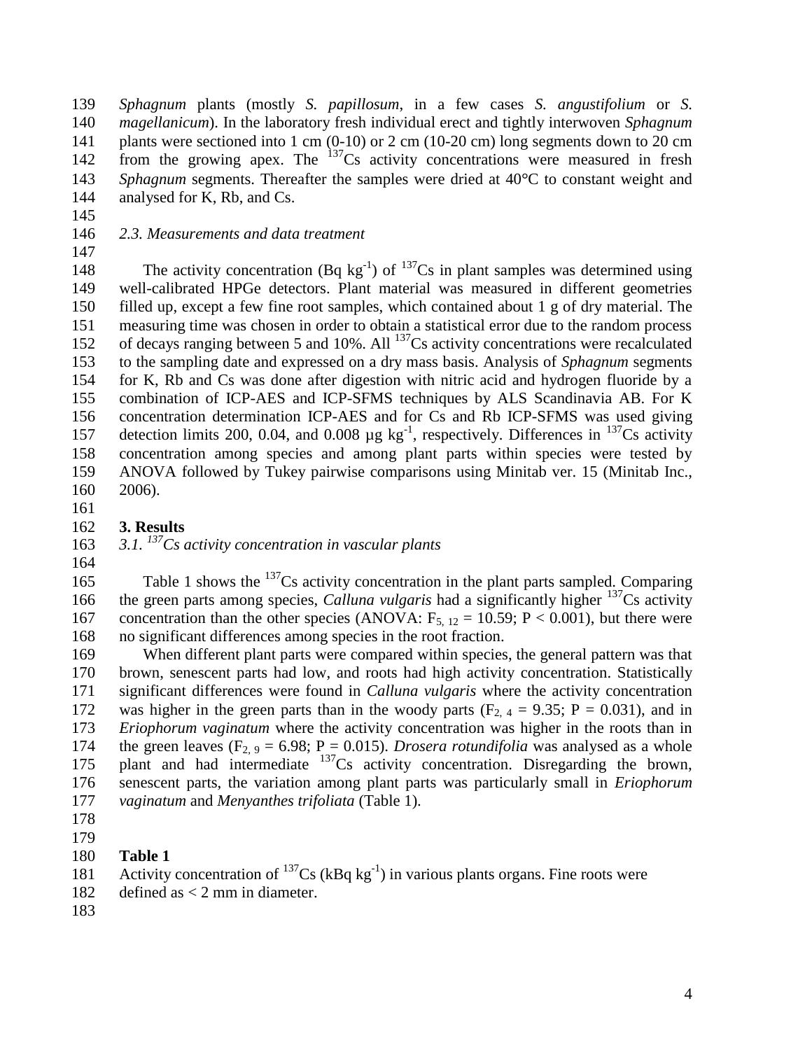*Sphagnum* plants (mostly *S. papillosum*, in a few cases *S. angustifolium* or *S. magellanicum*). In the laboratory fresh individual erect and tightly interwoven *Sphagnum* plants were sectioned into 1 cm (0-10) or 2 cm (10-20 cm) long segments down to 20 cm from the growing apex. The $^{137}$Cs activity concentrations were measured in fresh *Sphagnum* segments. Thereafter the samples were dried at 40°C to constant weight and analysed for K, Rb, and Cs.

### *2.3. Measurements and data treatment*

The activity concentration (Bq kg$^{-1}$) of $^{137}$Cs in plant samples was determined using well-calibrated HPGe detectors. Plant material was measured in different geometries filled up, except a few fine root samples, which contained about 1 g of dry material. The measuring time was chosen in order to obtain a statistical error due to the random process of decays ranging between 5 and 10%. All $^{137}$Cs activity concentrations were recalculated to the sampling date and expressed on a dry mass basis. Analysis of *Sphagnum* segments for K, Rb and Cs was done after digestion with nitric acid and hydrogen fluoride by a combination of ICP-AES and ICP-SFMS techniques by ALS Scandinavia AB. For K concentration determination ICP-AES and for Cs and Rb ICP-SFMS was used giving detection limits 200, 0.04, and 0.008 µg kg$^{-1}$, respectively. Differences in $^{137}$Cs activity concentration among species and among plant parts within species were tested by ANOVA followed by Tukey pairwise comparisons using Minitab ver. 15 (Minitab Inc., 2006).

## **3. Results**

### *3.1. $^{137}$Cs activity concentration in vascular plants*

Table 1 shows the $^{137}$Cs activity concentration in the plant parts sampled. Comparing the green parts among species, *Calluna vulgaris* had a significantly higher $^{137}$Cs activity concentration than the other species (ANOVA: $F_{5, 12} = 10.59$; $P < 0.001$), but there were no significant differences among species in the root fraction.

When different plant parts were compared within species, the general pattern was that brown, senescent parts had low, and roots had high activity concentration. Statistically significant differences were found in *Calluna vulgaris* where the activity concentration was higher in the green parts than in the woody parts ($F_{2, 4} = 9.35$; $P = 0.031$), and in *Eriophorum vaginatum* where the activity concentration was higher in the roots than in the green leaves ($F_{2, 9} = 6.98$; $P = 0.015$). *Drosera rotundifolia* was analysed as a whole plant and had intermediate $^{137}$Cs activity concentration. Disregarding the brown, senescent parts, the variation among plant parts was particularly small in *Eriophorum vaginatum* and *Menyanthes trifoliata* (Table 1).

**Table 1**

Activity concentration of $^{137}$Cs (kBq kg$^{-1}$) in various plants organs. Fine roots were defined as < 2 mm in diameter.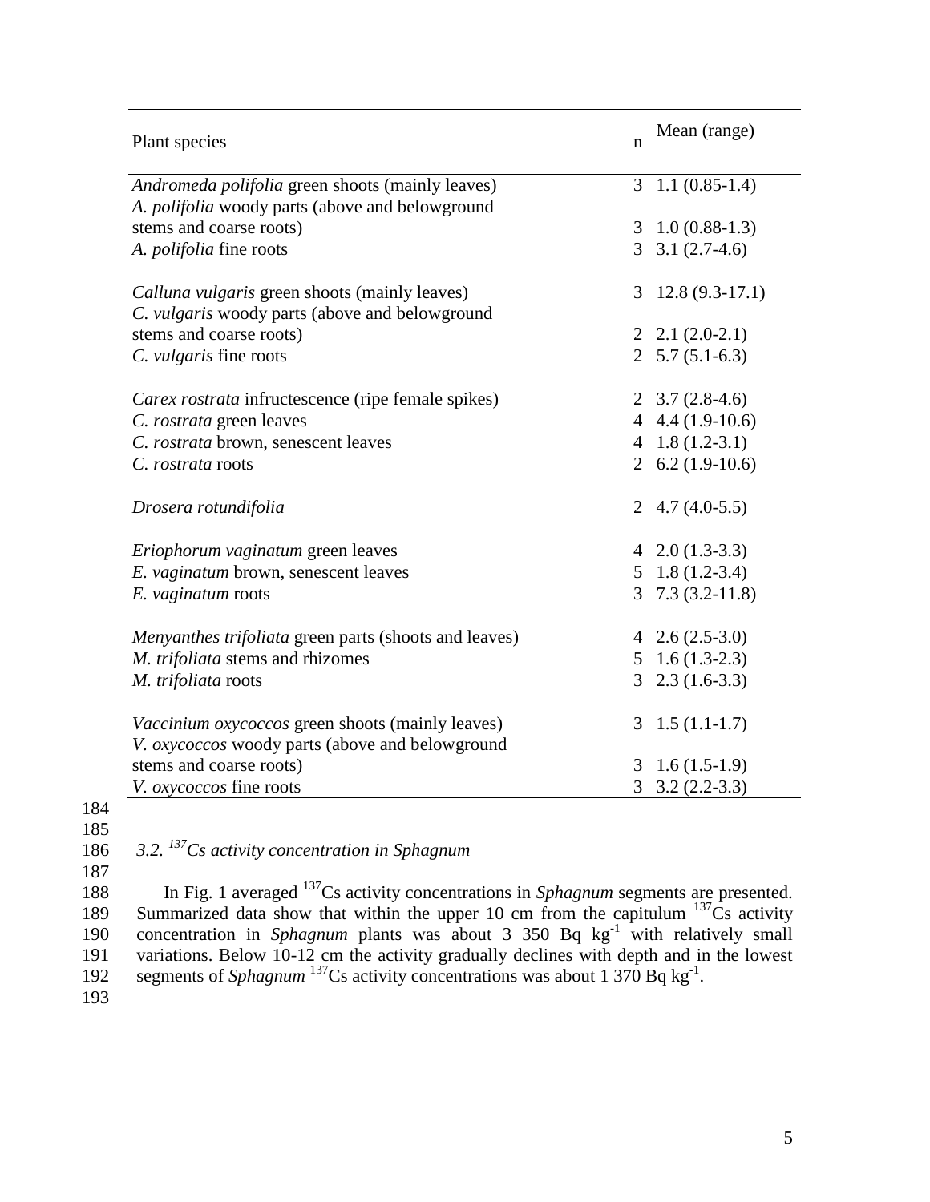| Plant species | n | Mean (range) |
|---|---|---|
| *Andromeda polifolia* green shoots (mainly leaves) | 3 | 1.1 (0.85-1.4) |
| *A. polifolia* woody parts (above and belowground stems and coarse roots) | 3 | 1.0 (0.88-1.3) |
| *A. polifolia* fine roots | 3 | 3.1 (2.7-4.6) |
| *Calluna vulgaris* green shoots (mainly leaves) | 3 | 12.8 (9.3-17.1) |
| *C. vulgaris* woody parts (above and belowground stems and coarse roots) | 2 | 2.1 (2.0-2.1) |
| *C. vulgaris* fine roots | 2 | 5.7 (5.1-6.3) |
| *Carex rostrata* infructescence (ripe female spikes) | 2 | 3.7 (2.8-4.6) |
| *C. rostrata* green leaves | 4 | 4.4 (1.9-10.6) |
| *C. rostrata* brown, senescent leaves | 4 | 1.8 (1.2-3.1) |
| *C. rostrata* roots | 2 | 6.2 (1.9-10.6) |
| *Drosera rotundifolia* | 2 | 4.7 (4.0-5.5) |
| *Eriophorum vaginatum* green leaves | 4 | 2.0 (1.3-3.3) |
| *E. vaginatum* brown, senescent leaves | 5 | 1.8 (1.2-3.4) |
| *E. vaginatum* roots | 3 | 7.3 (3.2-11.8) |
| *Menyanthes trifoliata* green parts (shoots and leaves) | 4 | 2.6 (2.5-3.0) |
| *M. trifoliata* stems and rhizomes | 5 | 1.6 (1.3-2.3) |
| *M. trifoliata* roots | 3 | 2.3 (1.6-3.3) |
| *Vaccinium oxycoccos* green shoots (mainly leaves) | 3 | 1.5 (1.1-1.7) |
| *V. oxycoccos* woody parts (above and belowground stems and coarse roots) | 3 | 1.6 (1.5-1.9) |
| *V. oxycoccos* fine roots | 3 | 3.2 (2.2-3.3) |

### 3.2. *$^{137}$Cs activity concentration in Sphagnum*

In Fig. 1 averaged $^{137}$Cs activity concentrations in *Sphagnum* segments are presented. Summarized data show that within the upper 10 cm from the capitulum $^{137}$Cs activity concentration in *Sphagnum* plants was about 3 350 Bq kg$^{-1}$ with relatively small variations. Below 10-12 cm the activity gradually declines with depth and in the lowest segments of *Sphagnum* $^{137}$Cs activity concentrations was about 1 370 Bq kg$^{-1}$.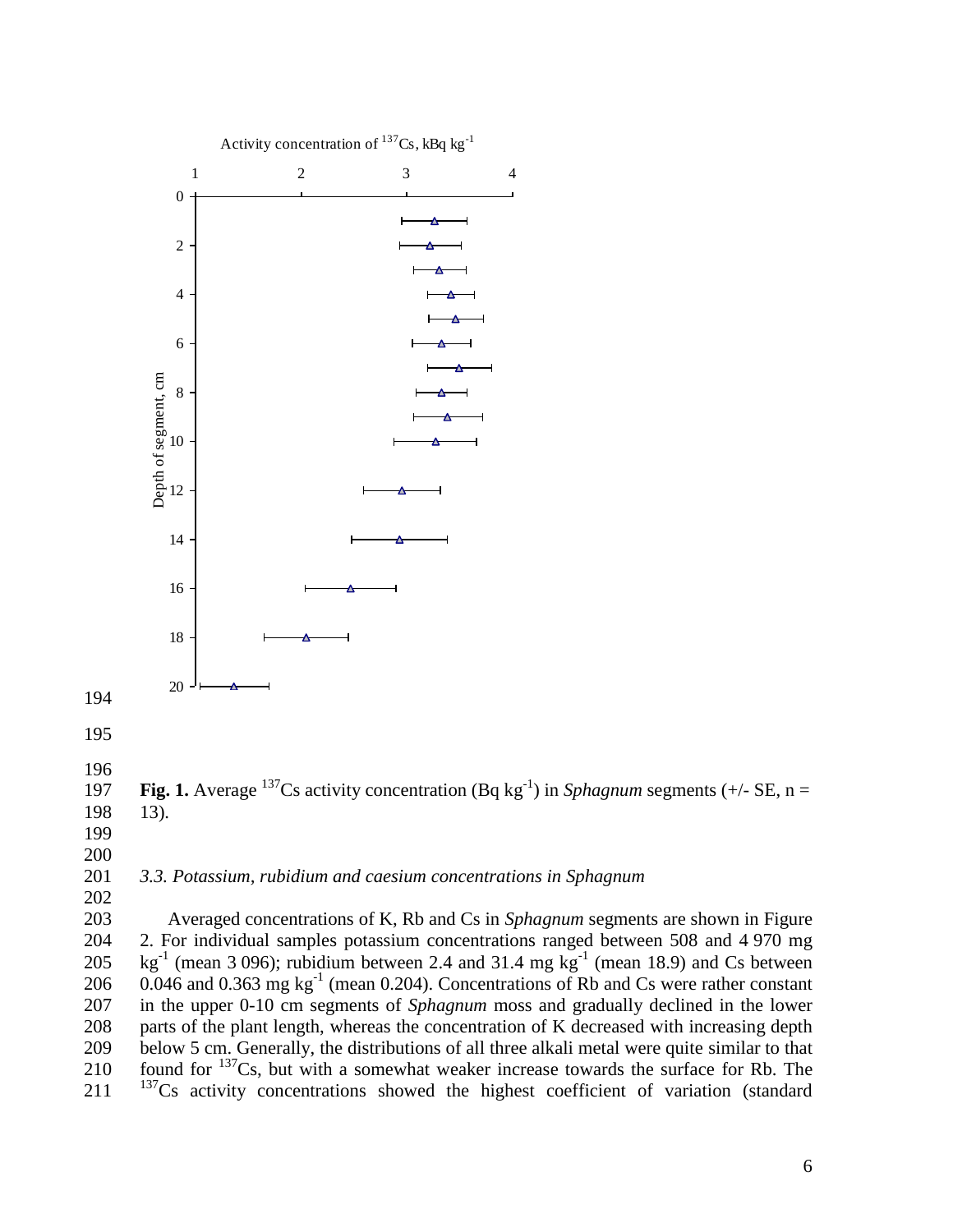**Fig. 1.** Average $^{137}$Cs activity concentration (Bq kg$^{-1}$) in *Sphagnum* segments (+/- SE, n = 13).

### *3.3. Potassium, rubidium and caesium concentrations in Sphagnum*

Averaged concentrations of K, Rb and Cs in *Sphagnum* segments are shown in Figure 2. For individual samples potassium concentrations ranged between 508 and 4 970 mg kg$^{-1}$ (mean 3 096); rubidium between 2.4 and 31.4 mg kg$^{-1}$ (mean 18.9) and Cs between 0.046 and 0.363 mg kg$^{-1}$ (mean 0.204). Concentrations of Rb and Cs were rather constant in the upper 0-10 cm segments of *Sphagnum* moss and gradually declined in the lower parts of the plant length, whereas the concentration of K decreased with increasing depth below 5 cm. Generally, the distributions of all three alkali metal were quite similar to that found for $^{137}$Cs, but with a somewhat weaker increase towards the surface for Rb. The $^{137}$Cs activity concentrations showed the highest coefficient of variation (standard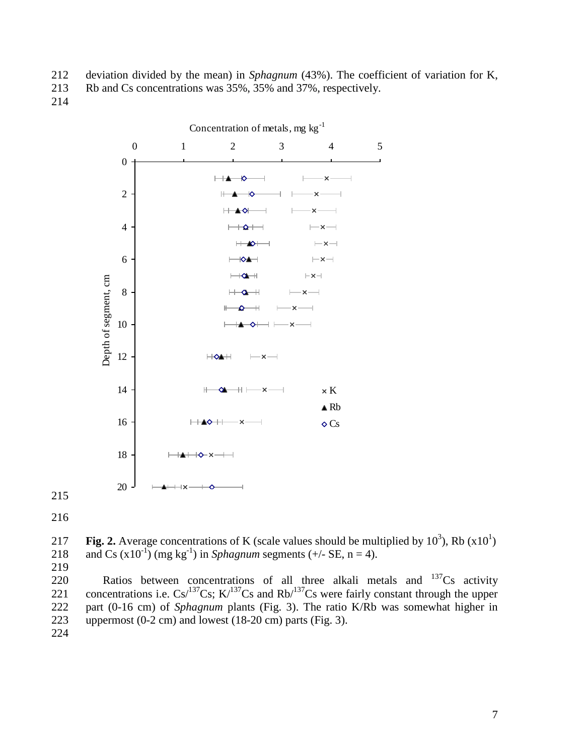deviation divided by the mean) in *Sphagnum* (43%). The coefficient of variation for K, Rb and Cs concentrations was 35%, 35% and 37%, respectively.

**Fig. 2.** Average concentrations of K (scale values should be multiplied by $10^3$), Rb ($x10^1$) and Cs ($x10^{-1}$) (mg $kg^{-1}$) in *Sphagnum* segments (+/- SE, n = 4).

Ratios between concentrations of all three alkali metals and $^{137}Cs$ activity concentrations i.e. $Cs/^{137}Cs$; $K/^{137}Cs$ and $Rb/^{137}Cs$ were fairly constant through the upper part (0-16 cm) of *Sphagnum* plants (Fig. 3). The ratio K/Rb was somewhat higher in uppermost (0-2 cm) and lowest (18-20 cm) parts (Fig. 3).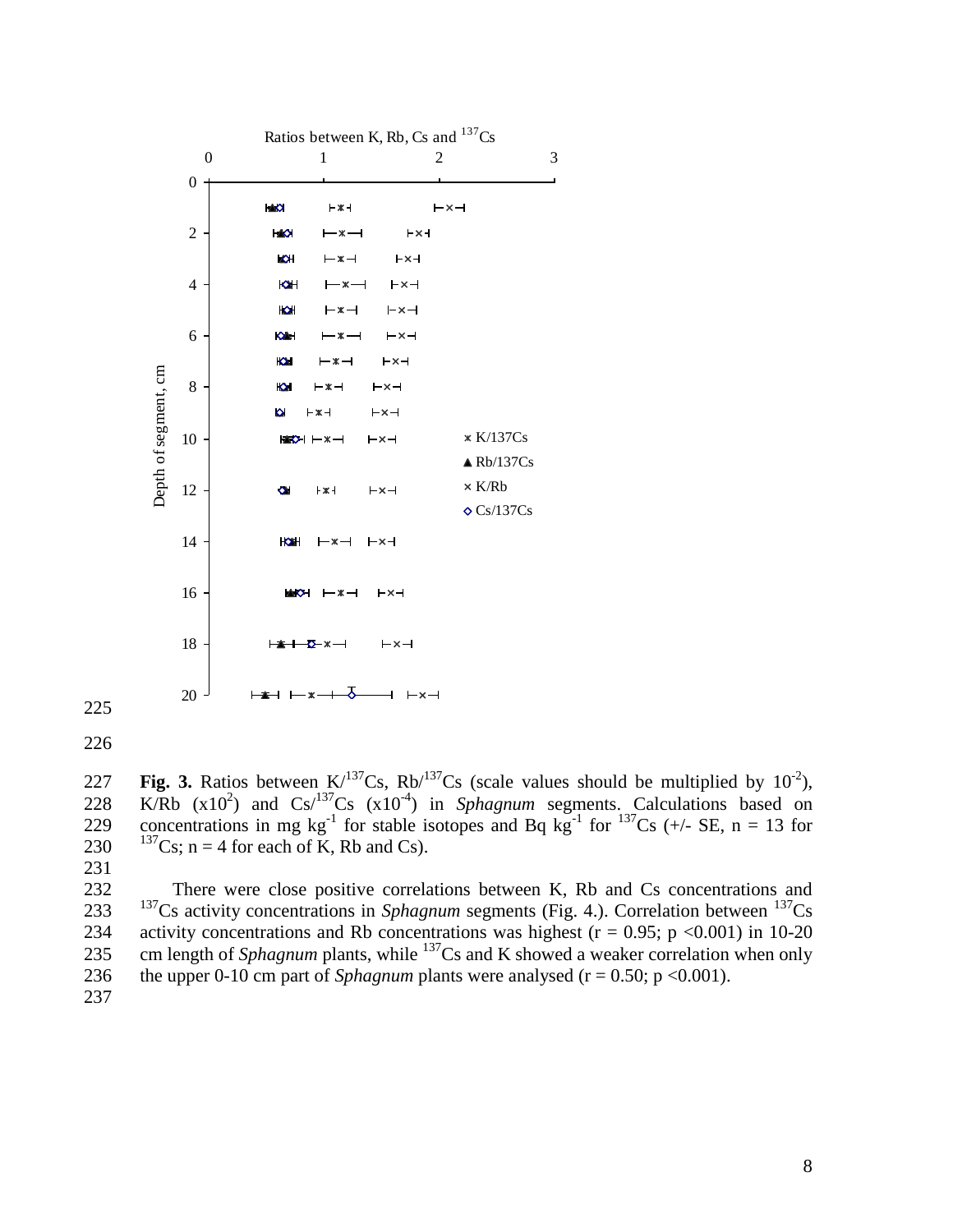**Fig. 3.** Ratios between K/$^{137}$Cs, Rb/$^{137}$Cs (scale values should be multiplied by $10^{-2}$), K/Rb ($x10^{2}$) and Cs/$^{137}$Cs ($x10^{-4}$) in *Sphagnum* segments. Calculations based on concentrations in mg kg$^{-1}$ for stable isotopes and Bq kg$^{-1}$ for $^{137}$Cs (+/- SE, n = 13 for $^{137}$Cs; n = 4 for each of K, Rb and Cs).

There were close positive correlations between K, Rb and Cs concentrations and $^{137}$Cs activity concentrations in *Sphagnum* segments (Fig. 4.). Correlation between $^{137}$Cs activity concentrations and Rb concentrations was highest ($r = 0.95$; $p < 0.001$) in 10-20 cm length of *Sphagnum* plants, while $^{137}$Cs and K showed a weaker correlation when only the upper 0-10 cm part of *Sphagnum* plants were analysed ($r = 0.50$; $p < 0.001$).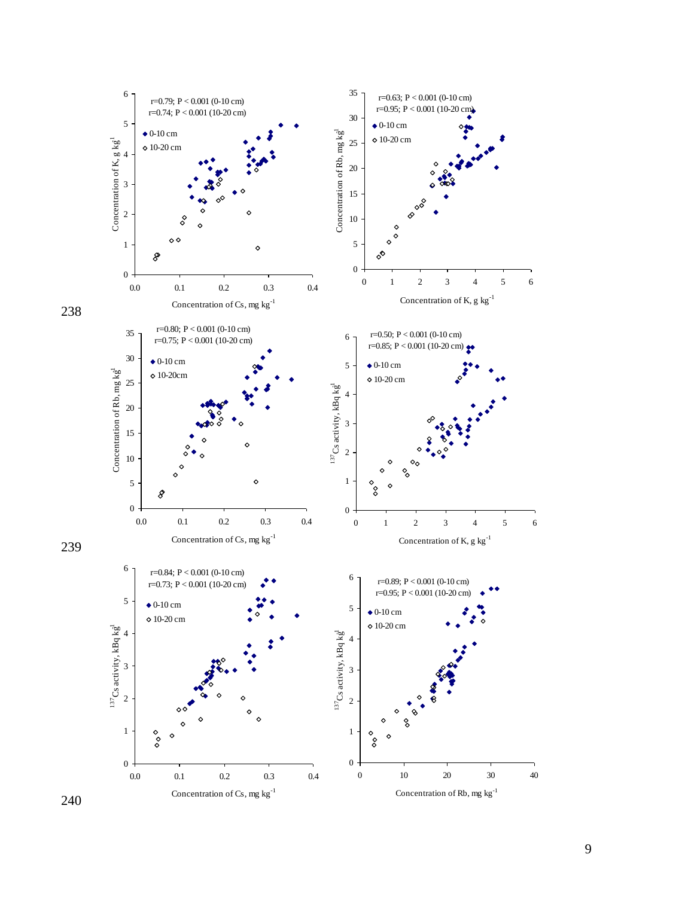r=0.79; P < 0.001 (0-10 cm)
r=0.74; P < 0.001 (10-20 cm)

◆ 0-10 cm
◇ 10-20 cm

Concentration of K, g kg$^{-1}$

Concentration of Cs, mg kg$^{-1}$

r=0.63; P < 0.001 (0-10 cm)
r=0.95; P < 0.001 (10-20 cm)

◆ 0-10 cm
◇ 10-20 cm

Concentration of Rb, mg kg$^{-1}$

Concentration of K, g kg$^{-1}$

r=0.80; P < 0.001 (0-10 cm)
r=0.75; P < 0.001 (10-20 cm)

◆ 0-10 cm
◇ 10-20cm

Concentration of Rb, mg kg$^{-1}$

Concentration of Cs, mg kg$^{-1}$

r=0.50; P < 0.001 (0-10 cm)
r=0.85; P < 0.001 (10-20 cm)

◆ 0-10 cm
◇ 10-20 cm

$^{137}$Cs activity, kBq kg$^{-1}$

Concentration of K, g kg$^{-1}$

r=0.84; P < 0.001 (0-10 cm)
r=0.73; P < 0.001 (10-20 cm)

◆ 0-10 cm
◇ 10-20 cm

$^{137}$Cs activity, kBq kg$^{-1}$

Concentration of Cs, mg kg$^{-1}$

r=0.89; P < 0.001 (0-10 cm)
r=0.95; P < 0.001 (10-20 cm)

◆ 0-10 cm
◇ 10-20 cm

$^{137}$Cs activity, kBq kg$^{-1}$

Concentration of Rb, mg kg$^{-1}$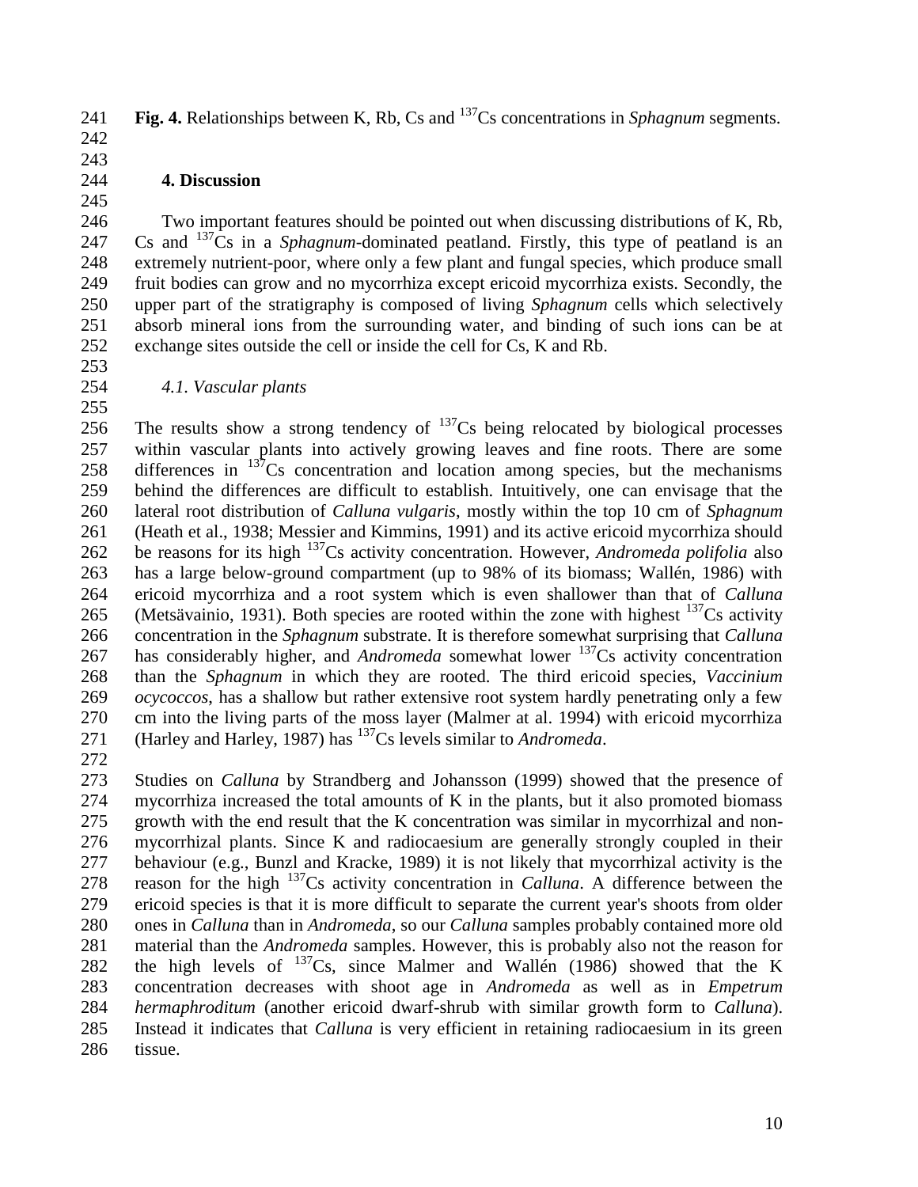**Fig. 4.** Relationships between K, Rb, Cs and $^{137}$Cs concentrations in *Sphagnum* segments.

## 4. Discussion

Two important features should be pointed out when discussing distributions of K, Rb, Cs and $^{137}$Cs in a *Sphagnum*-dominated peatland. Firstly, this type of peatland is an extremely nutrient-poor, where only a few plant and fungal species, which produce small fruit bodies can grow and no mycorrhiza except ericoid mycorrhiza exists. Secondly, the upper part of the stratigraphy is composed of living *Sphagnum* cells which selectively absorb mineral ions from the surrounding water, and binding of such ions can be at exchange sites outside the cell or inside the cell for Cs, K and Rb.

### *4.1. Vascular plants*

The results show a strong tendency of $^{137}$Cs being relocated by biological processes within vascular plants into actively growing leaves and fine roots. There are some differences in $^{137}$Cs concentration and location among species, but the mechanisms behind the differences are difficult to establish. Intuitively, one can envisage that the lateral root distribution of *Calluna vulgaris*, mostly within the top 10 cm of *Sphagnum* (Heath et al., 1938; Messier and Kimmins, 1991) and its active ericoid mycorrhiza should be reasons for its high $^{137}$Cs activity concentration. However, *Andromeda polifolia* also has a large below-ground compartment (up to 98% of its biomass; Wallén, 1986) with ericoid mycorrhiza and a root system which is even shallower than that of *Calluna* (Metsävainio, 1931). Both species are rooted within the zone with highest $^{137}$Cs activity concentration in the *Sphagnum* substrate. It is therefore somewhat surprising that *Calluna* has considerably higher, and *Andromeda* somewhat lower $^{137}$Cs activity concentration than the *Sphagnum* in which they are rooted. The third ericoid species, *Vaccinium ocycoccos*, has a shallow but rather extensive root system hardly penetrating only a few cm into the living parts of the moss layer (Malmer at al. 1994) with ericoid mycorrhiza (Harley and Harley, 1987) has $^{137}$Cs levels similar to *Andromeda*.

Studies on *Calluna* by Strandberg and Johansson (1999) showed that the presence of mycorrhiza increased the total amounts of K in the plants, but it also promoted biomass growth with the end result that the K concentration was similar in mycorrhizal and non-mycorrhizal plants. Since K and radiocaesium are generally strongly coupled in their behaviour (e.g., Bunzl and Kracke, 1989) it is not likely that mycorrhizal activity is the reason for the high $^{137}$Cs activity concentration in *Calluna*. A difference between the ericoid species is that it is more difficult to separate the current year's shoots from older ones in *Calluna* than in *Andromeda*, so our *Calluna* samples probably contained more old material than the *Andromeda* samples. However, this is probably also not the reason for the high levels of $^{137}$Cs, since Malmer and Wallén (1986) showed that the K concentration decreases with shoot age in *Andromeda* as well as in *Empetrum hermaphroditum* (another ericoid dwarf-shrub with similar growth form to *Calluna*). Instead it indicates that *Calluna* is very efficient in retaining radiocaesium in its green tissue.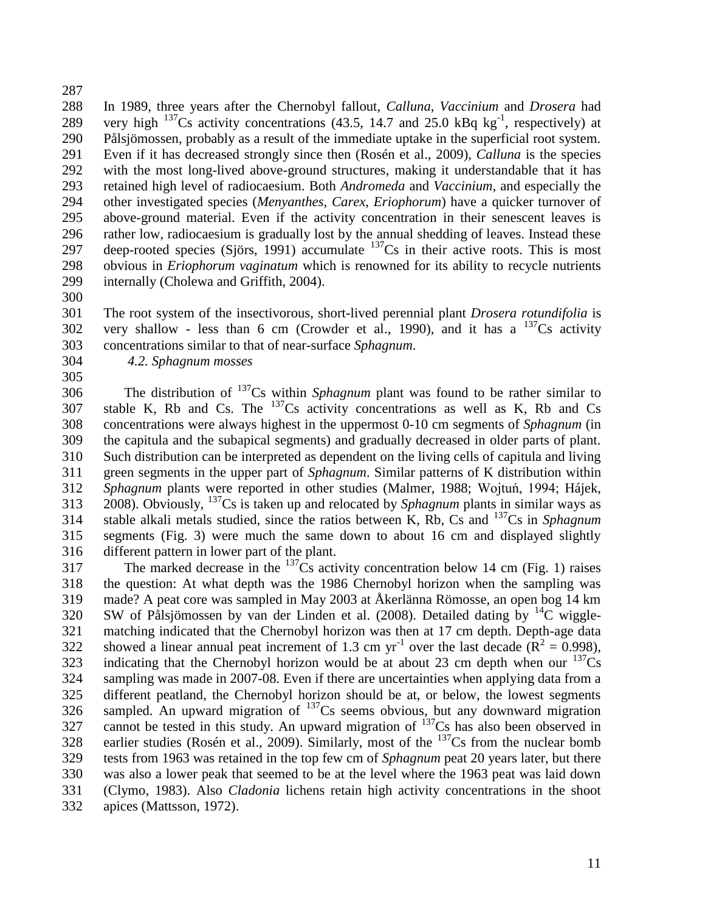In 1989, three years after the Chernobyl fallout, *Calluna*, *Vaccinium* and *Drosera* had very high $^{137}Cs$ activity concentrations (43.5, 14.7 and 25.0 kBq $kg^{-1}$, respectively) at Pålsjömossen, probably as a result of the immediate uptake in the superficial root system. Even if it has decreased strongly since then (Rosén et al., 2009), *Calluna* is the species with the most long-lived above-ground structures, making it understandable that it has retained high level of radiocaesium. Both *Andromeda* and *Vaccinium*, and especially the other investigated species (*Menyanthes*, *Carex*, *Eriophorum*) have a quicker turnover of above-ground material. Even if the activity concentration in their senescent leaves is rather low, radiocaesium is gradually lost by the annual shedding of leaves. Instead these deep-rooted species (Sjörs, 1991) accumulate $^{137}Cs$ in their active roots. This is most obvious in *Eriophorum vaginatum* which is renowned for its ability to recycle nutrients internally (Cholewa and Griffith, 2004).

The root system of the insectivorous, short-lived perennial plant *Drosera rotundifolia* is very shallow - less than 6 cm (Crowder et al., 1990), and it has a $^{137}Cs$ activity concentrations similar to that of near-surface *Sphagnum*.

### *4.2. Sphagnum mosses*

The distribution of $^{137}Cs$ within *Sphagnum* plant was found to be rather similar to stable K, Rb and Cs. The $^{137}Cs$ activity concentrations as well as K, Rb and Cs concentrations were always highest in the uppermost 0-10 cm segments of *Sphagnum* (in the capitula and the subapical segments) and gradually decreased in older parts of plant. Such distribution can be interpreted as dependent on the living cells of capitula and living green segments in the upper part of *Sphagnum*. Similar patterns of K distribution within *Sphagnum* plants were reported in other studies (Malmer, 1988; Wojtuń, 1994; Hájek, 2008). Obviously, $^{137}Cs$ is taken up and relocated by *Sphagnum* plants in similar ways as stable alkali metals studied, since the ratios between K, Rb, Cs and $^{137}Cs$ in *Sphagnum* segments (Fig. 3) were much the same down to about 16 cm and displayed slightly different pattern in lower part of the plant.

The marked decrease in the $^{137}Cs$ activity concentration below 14 cm (Fig. 1) raises the question: At what depth was the 1986 Chernobyl horizon when the sampling was made? A peat core was sampled in May 2003 at Åkerlänna Römosse, an open bog 14 km SW of Pålsjömossen by van der Linden et al. (2008). Detailed dating by $^{14}C$ wiggle-matching indicated that the Chernobyl horizon was then at 17 cm depth. Depth-age data showed a linear annual peat increment of 1.3 cm $yr^{-1}$ over the last decade ($R^2 = 0.998$), indicating that the Chernobyl horizon would be at about 23 cm depth when our $^{137}Cs$ sampling was made in 2007-08. Even if there are uncertainties when applying data from a different peatland, the Chernobyl horizon should be at, or below, the lowest segments sampled. An upward migration of $^{137}Cs$ seems obvious, but any downward migration cannot be tested in this study. An upward migration of $^{137}Cs$ has also been observed in earlier studies (Rosén et al., 2009). Similarly, most of the $^{137}Cs$ from the nuclear bomb tests from 1963 was retained in the top few cm of *Sphagnum* peat 20 years later, but there was also a lower peak that seemed to be at the level where the 1963 peat was laid down (Clymo, 1983). Also *Cladonia* lichens retain high activity concentrations in the shoot apices (Mattsson, 1972).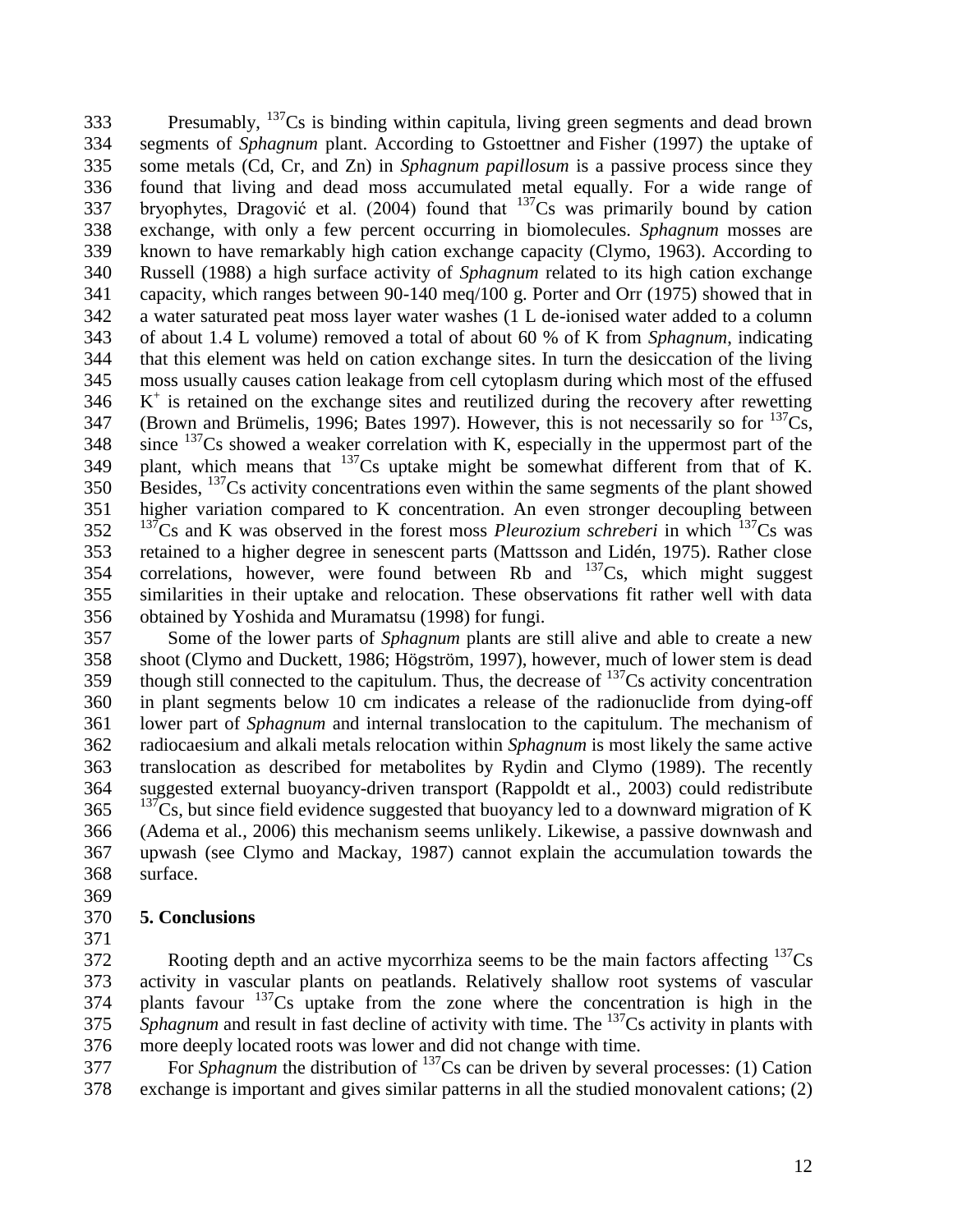Presumably, $^{137}Cs$ is binding within capitula, living green segments and dead brown segments of *Sphagnum* plant. According to Gstoettner and Fisher (1997) the uptake of some metals (Cd, Cr, and Zn) in *Sphagnum papillosum* is a passive process since they found that living and dead moss accumulated metal equally. For a wide range of bryophytes, Dragović et al. (2004) found that $^{137}Cs$ was primarily bound by cation exchange, with only a few percent occurring in biomolecules. *Sphagnum* mosses are known to have remarkably high cation exchange capacity (Clymo, 1963). According to Russell (1988) a high surface activity of *Sphagnum* related to its high cation exchange capacity, which ranges between 90-140 meq/100 g. Porter and Orr (1975) showed that in a water saturated peat moss layer water washes (1 L de-ionised water added to a column of about 1.4 L volume) removed a total of about 60 % of K from *Sphagnum*, indicating that this element was held on cation exchange sites. In turn the desiccation of the living moss usually causes cation leakage from cell cytoplasm during which most of the effused $K^+$ is retained on the exchange sites and reutilized during the recovery after rewetting (Brown and Brümelis, 1996; Bates 1997). However, this is not necessarily so for $^{137}Cs$, since $^{137}Cs$ showed a weaker correlation with K, especially in the uppermost part of the plant, which means that $^{137}Cs$ uptake might be somewhat different from that of K. Besides, $^{137}Cs$ activity concentrations even within the same segments of the plant showed higher variation compared to K concentration. An even stronger decoupling between $^{137}Cs$ and K was observed in the forest moss *Pleurozium schreberi* in which $^{137}Cs$ was retained to a higher degree in senescent parts (Mattsson and Lidén, 1975). Rather close correlations, however, were found between Rb and $^{137}Cs$, which might suggest similarities in their uptake and relocation. These observations fit rather well with data obtained by Yoshida and Muramatsu (1998) for fungi.

Some of the lower parts of *Sphagnum* plants are still alive and able to create a new shoot (Clymo and Duckett, 1986; Högström, 1997), however, much of lower stem is dead though still connected to the capitulum. Thus, the decrease of $^{137}Cs$ activity concentration in plant segments below 10 cm indicates a release of the radionuclide from dying-off lower part of *Sphagnum* and internal translocation to the capitulum. The mechanism of radiocaesium and alkali metals relocation within *Sphagnum* is most likely the same active translocation as described for metabolites by Rydin and Clymo (1989). The recently suggested external buoyancy-driven transport (Rappoldt et al., 2003) could redistribute $^{137}Cs$, but since field evidence suggested that buoyancy led to a downward migration of K (Adema et al., 2006) this mechanism seems unlikely. Likewise, a passive downwash and upwash (see Clymo and Mackay, 1987) cannot explain the accumulation towards the surface.

## 5. Conclusions

Rooting depth and an active mycorrhiza seems to be the main factors affecting $^{137}Cs$ activity in vascular plants on peatlands. Relatively shallow root systems of vascular plants favour $^{137}Cs$ uptake from the zone where the concentration is high in the *Sphagnum* and result in fast decline of activity with time. The $^{137}Cs$ activity in plants with more deeply located roots was lower and did not change with time.

For *Sphagnum* the distribution of $^{137}Cs$ can be driven by several processes: (1) Cation exchange is important and gives similar patterns in all the studied monovalent cations; (2)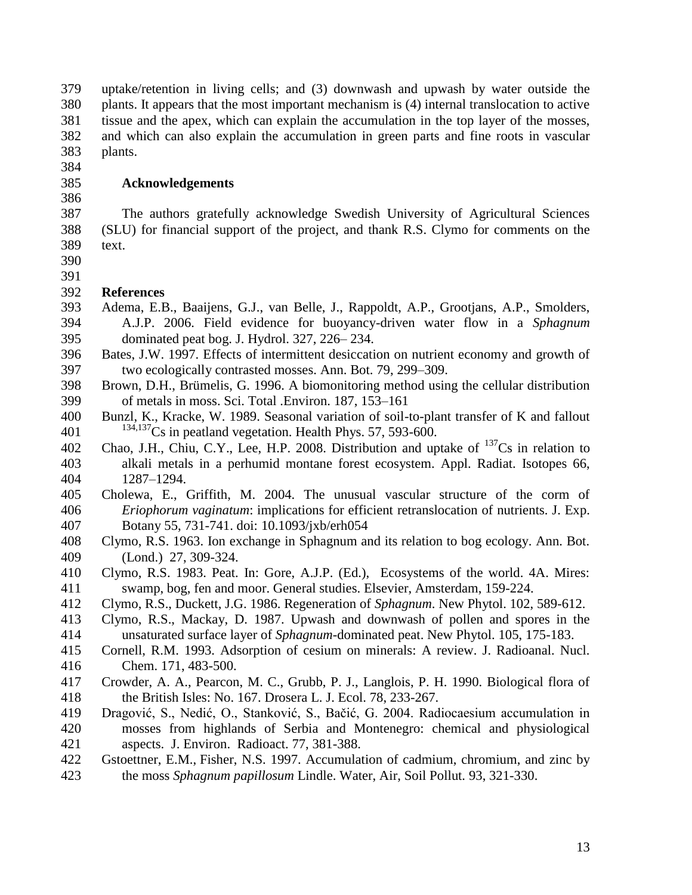uptake/retention in living cells; and (3) downwash and upwash by water outside the plants. It appears that the most important mechanism is (4) internal translocation to active tissue and the apex, which can explain the accumulation in the top layer of the mosses, and which can also explain the accumulation in green parts and fine roots in vascular plants.

## Acknowledgements

The authors gratefully acknowledge Swedish University of Agricultural Sciences (SLU) for financial support of the project, and thank R.S. Clymo for comments on the text.

## References

Adema, E.B., Baaijens, G.J., van Belle, J., Rappoldt, A.P., Grootjans, A.P., Smolders, A.J.P. 2006. Field evidence for buoyancy-driven water flow in a *Sphagnum* dominated peat bog. J. Hydrol. 327, 226– 234.

Bates, J.W. 1997. Effects of intermittent desiccation on nutrient economy and growth of two ecologically contrasted mosses. Ann. Bot. 79, 299–309.

Brown, D.H., Brümelis, G. 1996. A biomonitoring method using the cellular distribution of metals in moss. Sci. Total .Environ. 187, 153–161

Bunzl, K., Kracke, W. 1989. Seasonal variation of soil-to-plant transfer of K and fallout $^{134,137}$Cs in peatland vegetation. Health Phys. 57, 593-600.

Chao, J.H., Chiu, C.Y., Lee, H.P. 2008. Distribution and uptake of $^{137}$Cs in relation to alkali metals in a perhumid montane forest ecosystem. Appl. Radiat. Isotopes 66, 1287–1294.

Cholewa, E., Griffith, M. 2004. The unusual vascular structure of the corm of *Eriophorum vaginatum*: implications for efficient retranslocation of nutrients. J. Exp. Botany 55, 731-741. doi: 10.1093/jxb/erh054

Clymo, R.S. 1963. Ion exchange in Sphagnum and its relation to bog ecology. Ann. Bot. (Lond.) 27, 309-324.

Clymo, R.S. 1983. Peat. In: Gore, A.J.P. (Ed.), Ecosystems of the world. 4A. Mires: swamp, bog, fen and moor. General studies. Elsevier, Amsterdam, 159-224.

Clymo, R.S., Duckett, J.G. 1986. Regeneration of *Sphagnum*. New Phytol. 102, 589-612.

Clymo, R.S., Mackay, D. 1987. Upwash and downwash of pollen and spores in the unsaturated surface layer of *Sphagnum*-dominated peat. New Phytol. 105, 175-183.

Cornell, R.M. 1993. Adsorption of cesium on minerals: A review. J. Radioanal. Nucl. Chem. 171, 483-500.

Crowder, A. A., Pearcon, M. C., Grubb, P. J., Langlois, P. H. 1990. Biological flora of the British Isles: No. 167. Drosera L. J. Ecol. 78, 233-267.

Dragović, S., Nedić, O., Stanković, S., Bačić, G. 2004. Radiocaesium accumulation in mosses from highlands of Serbia and Montenegro: chemical and physiological aspects. J. Environ. Radioact. 77, 381-388.

Gstoettner, E.M., Fisher, N.S. 1997. Accumulation of cadmium, chromium, and zinc by the moss *Sphagnum papillosum* Lindle. Water, Air, Soil Pollut. 93, 321-330.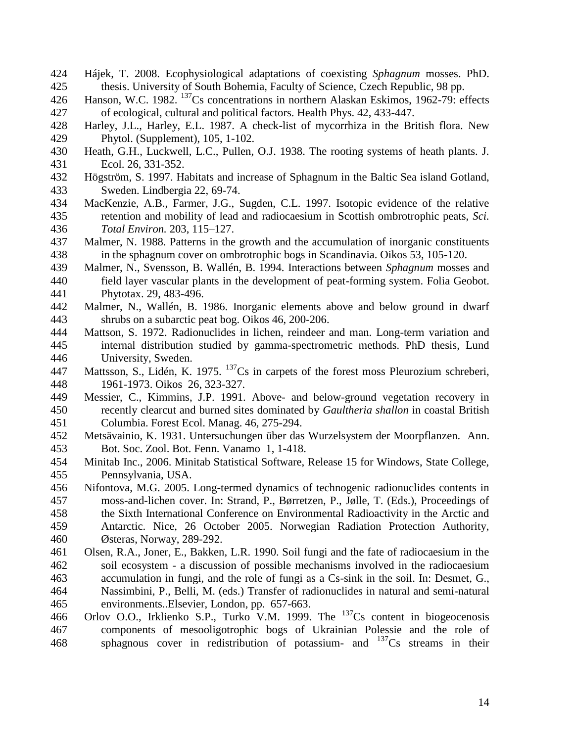Hájek, T. 2008. Ecophysiological adaptations of coexisting *Sphagnum* mosses. PhD. thesis. University of South Bohemia, Faculty of Science, Czech Republic, 98 pp.

Hanson, W.C. 1982. $^{137}$Cs concentrations in northern Alaskan Eskimos, 1962-79: effects of ecological, cultural and political factors. Health Phys. 42, 433-447.

Harley, J.L., Harley, E.L. 1987. A check-list of mycorrhiza in the British flora. New Phytol. (Supplement), 105, 1-102.

Heath, G.H., Luckwell, L.C., Pullen, O.J. 1938. The rooting systems of heath plants. J. Ecol. 26, 331-352.

Högström, S. 1997. Habitats and increase of Sphagnum in the Baltic Sea island Gotland, Sweden. Lindbergia 22, 69-74.

MacKenzie, A.B., Farmer, J.G., Sugden, C.L. 1997. Isotopic evidence of the relative retention and mobility of lead and radiocaesium in Scottish ombrotrophic peats, *Sci. Total Environ.* 203, 115–127.

Malmer, N. 1988. Patterns in the growth and the accumulation of inorganic constituents in the sphagnum cover on ombrotrophic bogs in Scandinavia. Oikos 53, 105-120.

Malmer, N., Svensson, B. Wallén, B. 1994. Interactions between *Sphagnum* mosses and field layer vascular plants in the development of peat-forming system. Folia Geobot. Phytotax. 29, 483-496.

Malmer, N., Wallén, B. 1986. Inorganic elements above and below ground in dwarf shrubs on a subarctic peat bog. Oikos 46, 200-206.

Mattson, S. 1972. Radionuclides in lichen, reindeer and man. Long-term variation and internal distribution studied by gamma-spectrometric methods. PhD thesis, Lund University, Sweden.

Mattsson, S., Lidén, K. 1975. $^{137}$Cs in carpets of the forest moss Pleurozium schreberi, 1961-1973. Oikos 26, 323-327.

Messier, C., Kimmins, J.P. 1991. Above- and below-ground vegetation recovery in recently clearcut and burned sites dominated by *Gaultheria shallon* in coastal British Columbia. Forest Ecol. Manag. 46, 275-294.

Metsävainio, K. 1931. Untersuchungen über das Wurzelsystem der Moorpflanzen. Ann. Bot. Soc. Zool. Bot. Fenn. Vanamo 1, 1-418.

Minitab Inc., 2006. Minitab Statistical Software, Release 15 for Windows, State College, Pennsylvania, USA.

Nifontova, M.G. 2005. Long-termed dynamics of technogenic radionuclides contents in moss-and-lichen cover. In: Strand, P., Børretzen, P., Jølle, T. (Eds.), Proceedings of the Sixth International Conference on Environmental Radioactivity in the Arctic and Antarctic. Nice, 26 October 2005. Norwegian Radiation Protection Authority, Østeras, Norway, 289-292.

Olsen, R.A., Joner, E., Bakken, L.R. 1990. Soil fungi and the fate of radiocaesium in the soil ecosystem - a discussion of possible mechanisms involved in the radiocaesium accumulation in fungi, and the role of fungi as a Cs-sink in the soil. In: Desmet, G., Nassimbini, P., Belli, M. (eds.) Transfer of radionuclides in natural and semi-natural environments..Elsevier, London, pp. 657-663.

Orlov O.O., Irklienko S.P., Turko V.M. 1999. The $^{137}$Cs content in biogeocenosis components of mesooligotrophic bogs of Ukrainian Polessie and the role of sphagnous cover in redistribution of potassium- and $^{137}$Cs streams in their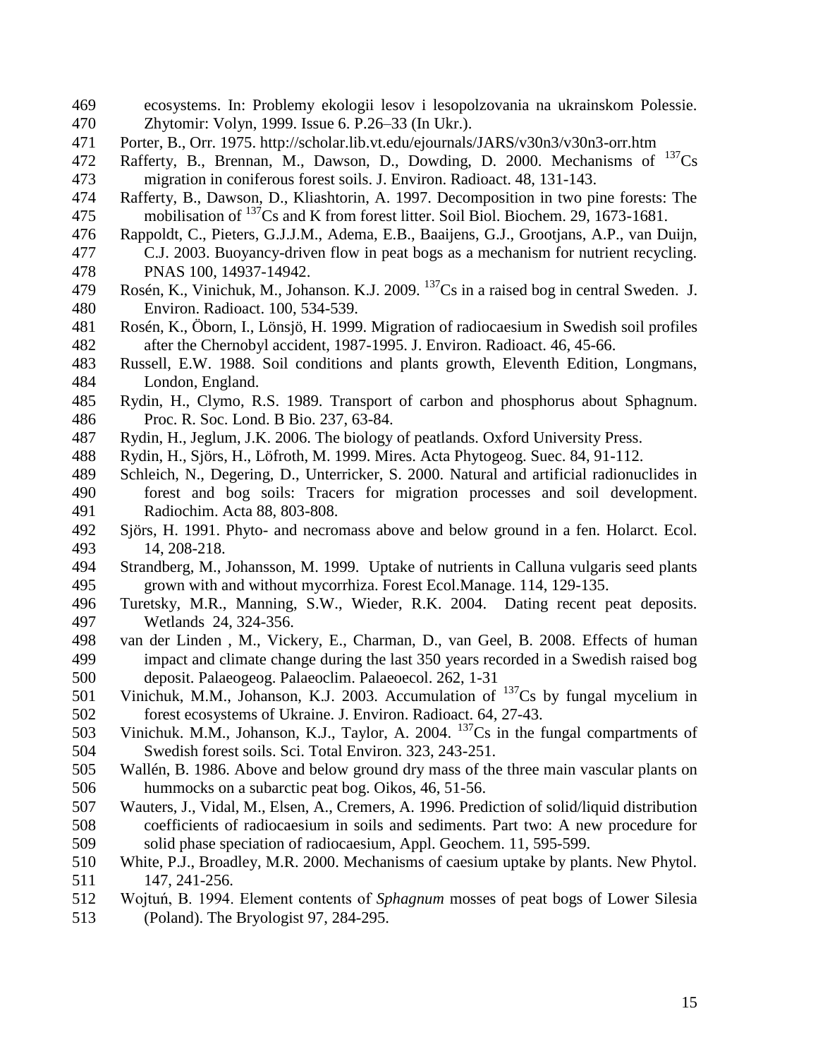ecosystems. In: Problemy ekologii lesov i lesopolzovania na ukrainskom Polessie. Zhytomir: Volyn, 1999. Issue 6. P.26–33 (In Ukr.).

Porter, B., Orr. 1975. http://scholar.lib.vt.edu/ejournals/JARS/v30n3/v30n3-orr.htm

Rafferty, B., Brennan, M., Dawson, D., Dowding, D. 2000. Mechanisms of $^{137}Cs$ migration in coniferous forest soils. J. Environ. Radioact. 48, 131-143.

Rafferty, B., Dawson, D., Kliashtorin, A. 1997. Decomposition in two pine forests: The mobilisation of $^{137}Cs$ and K from forest litter. Soil Biol. Biochem. 29, 1673-1681.

Rappoldt, C., Pieters, G.J.J.M., Adema, E.B., Baaijens, G.J., Grootjans, A.P., van Duijn, C.J. 2003. Buoyancy-driven flow in peat bogs as a mechanism for nutrient recycling. PNAS 100, 14937-14942.

Rosén, K., Vinichuk, M., Johanson. K.J. 2009. $^{137}Cs$ in a raised bog in central Sweden. J. Environ. Radioact. 100, 534-539.

Rosén, K., Öborn, I., Lönsjö, H. 1999. Migration of radiocaesium in Swedish soil profiles after the Chernobyl accident, 1987-1995. J. Environ. Radioact. 46, 45-66.

Russell, E.W. 1988. Soil conditions and plants growth, Eleventh Edition, Longmans, London, England.

Rydin, H., Clymo, R.S. 1989. Transport of carbon and phosphorus about Sphagnum. Proc. R. Soc. Lond. B Bio. 237, 63-84.

Rydin, H., Jeglum, J.K. 2006. The biology of peatlands. Oxford University Press.

Rydin, H., Sjörs, H., Löfroth, M. 1999. Mires. Acta Phytogeog. Suec. 84, 91-112.

Schleich, N., Degering, D., Unterricker, S. 2000. Natural and artificial radionuclides in forest and bog soils: Tracers for migration processes and soil development. Radiochim. Acta 88, 803-808.

Sjörs, H. 1991. Phyto- and necromass above and below ground in a fen. Holarct. Ecol. 14, 208-218.

Strandberg, M., Johansson, M. 1999. Uptake of nutrients in Calluna vulgaris seed plants grown with and without mycorrhiza. Forest Ecol.Manage. 114, 129-135.

Turetsky, M.R., Manning, S.W., Wieder, R.K. 2004. Dating recent peat deposits. Wetlands 24, 324-356.

van der Linden , M., Vickery, E., Charman, D., van Geel, B. 2008. Effects of human impact and climate change during the last 350 years recorded in a Swedish raised bog deposit. Palaeogeog. Palaeoclim. Palaeoecol. 262, 1-31

Vinichuk, M.M., Johanson, K.J. 2003. Accumulation of $^{137}Cs$ by fungal mycelium in forest ecosystems of Ukraine. J. Environ. Radioact. 64, 27-43.

Vinichuk. M.M., Johanson, K.J., Taylor, A. 2004. $^{137}Cs$ in the fungal compartments of Swedish forest soils. Sci. Total Environ. 323, 243-251.

Wallén, B. 1986. Above and below ground dry mass of the three main vascular plants on hummocks on a subarctic peat bog. Oikos, 46, 51-56.

Wauters, J., Vidal, M., Elsen, A., Cremers, A. 1996. Prediction of solid/liquid distribution coefficients of radiocaesium in soils and sediments. Part two: A new procedure for solid phase speciation of radiocaesium, Appl. Geochem. 11, 595-599.

White, P.J., Broadley, M.R. 2000. Mechanisms of caesium uptake by plants. New Phytol. 147, 241-256.

Wojtuń, B. 1994. Element contents of *Sphagnum* mosses of peat bogs of Lower Silesia (Poland). The Bryologist 97, 284-295.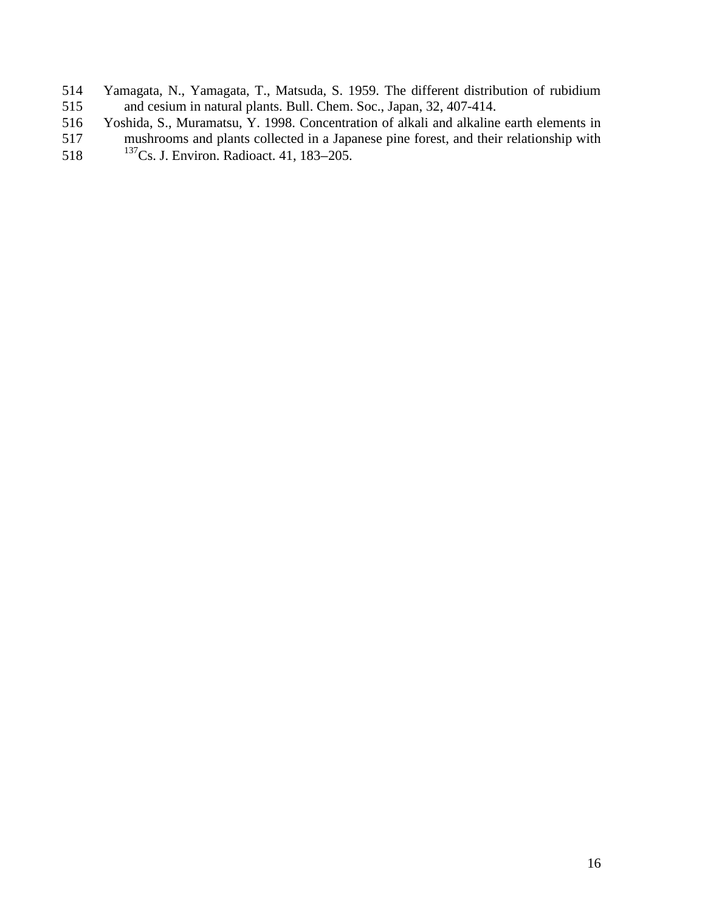Yamagata, N., Yamagata, T., Matsuda, S. 1959. The different distribution of rubidium and cesium in natural plants. Bull. Chem. Soc., Japan, 32, 407-414.

Yoshida, S., Muramatsu, Y. 1998. Concentration of alkali and alkaline earth elements in mushrooms and plants collected in a Japanese pine forest, and their relationship with $^{137}Cs$. J. Environ. Radioact. 41, 183–205.